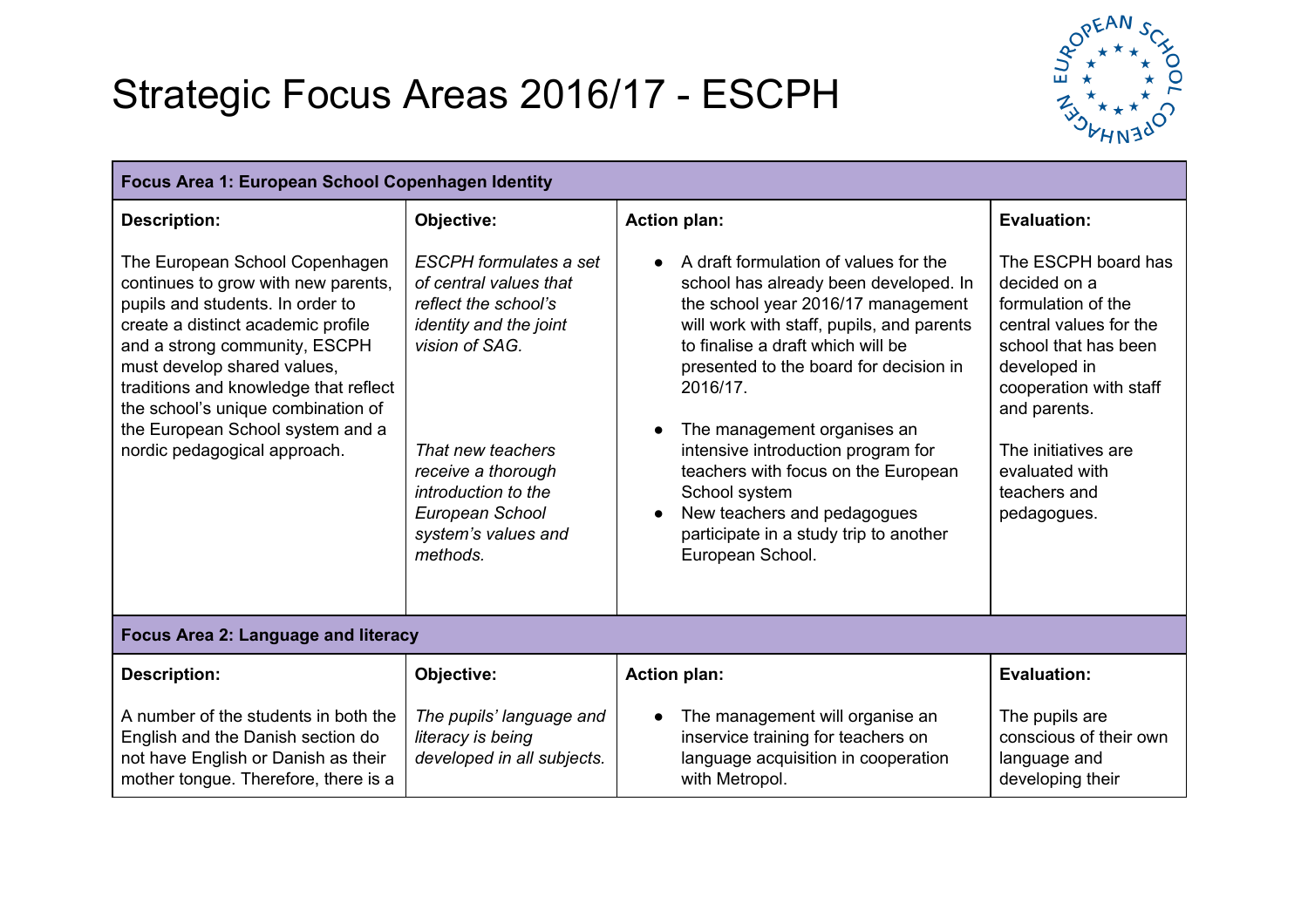# Strategic Focus Areas 2016/17 - ESCPH

| **Focus Area 1: European School Copenhagen Identity** | | | |
|---|---|---|---|
| **Description:** | **Objective:** | **Action plan:** | **Evaluation:** |
| The European School Copenhagen continues to grow with new parents, pupils and students. In order to create a distinct academic profile and a strong community, ESCPH must develop shared values, traditions and knowledge that reflect the school's unique combination of the European School system and a nordic pedagogical approach. | *ESCPH formulates a set of central values that reflect the school's identity and the joint vision of SAG.*<br><br>*That new teachers receive a thorough introduction to the European School system's values and methods.* | • A draft formulation of values for the school has already been developed. In the school year 2016/17 management will work with staff, pupils, and parents to finalise a draft which will be presented to the board for decision in 2016/17.<br><br>• The management organises an intensive introduction program for teachers with focus on the European School system<br>• New teachers and pedagogues participate in a study trip to another European School. | The ESCPH board has decided on a formulation of the central values for the school that has been developed in cooperation with staff and parents.<br><br>The initiatives are evaluated with teachers and pedagogues. |
| **Focus Area 2: Language and literacy** | | | |
| **Description:** | **Objective:** | **Action plan:** | **Evaluation:** |
| A number of the students in both the English and the Danish section do not have English or Danish as their mother tongue. Therefore, there is a | *The pupils' language and literacy is being developed in all subjects.* | • The management will organise an inservice training for teachers on language acquisition in cooperation with Metropol. | The pupils are conscious of their own language and developing their |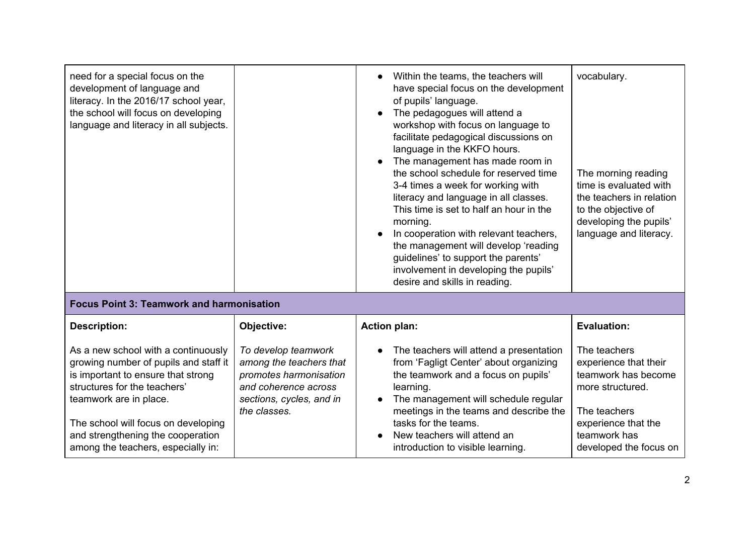| | | | |
|---|---|---|---|
| need for a special focus on the development of language and literacy. In the 2016/17 school year, the school will focus on developing language and literacy in all subjects. | | • Within the teams, the teachers will have special focus on the development of pupils' language.<br>• The pedagogues will attend a workshop with focus on language to facilitate pedagogical discussions on language in the KKFO hours.<br>• The management has made room in the school schedule for reserved time 3-4 times a week for working with literacy and language in all classes. This time is set to half an hour in the morning.<br>• In cooperation with relevant teachers, the management will develop 'reading guidelines' to support the parents' involvement in developing the pupils' desire and skills in reading. | vocabulary.<br><br>The morning reading time is evaluated with the teachers in relation to the objective of developing the pupils' language and literacy. |
| **Focus Point 3: Teamwork and harmonisation** | | | |
| **Description:**<br><br>As a new school with a continuously growing number of pupils and staff it is important to ensure that strong structures for the teachers' teamwork are in place.<br><br>The school will focus on developing and strengthening the cooperation among the teachers, especially in: | **Objective:**<br><br>*To develop teamwork among the teachers that promotes harmonisation and coherence across sections, cycles, and in the classes.* | **Action plan:**<br><br>• The teachers will attend a presentation from 'Fagligt Center' about organizing the teamwork and a focus on pupils' learning.<br>• The management will schedule regular meetings in the teams and describe the tasks for the teams.<br>• New teachers will attend an introduction to visible learning. | **Evaluation:**<br><br>The teachers experience that their teamwork has become more structured.<br><br>The teachers experience that the teamwork has developed the focus on |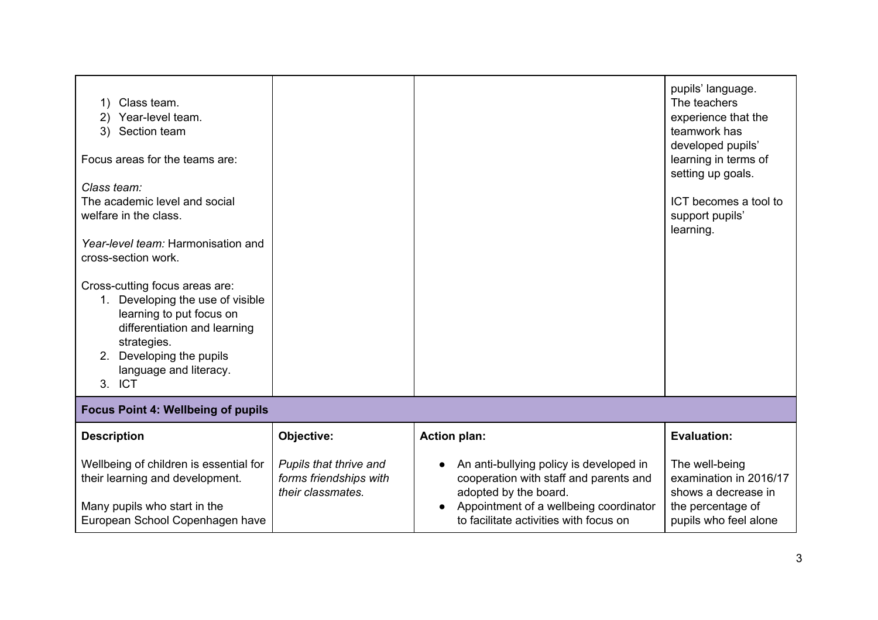| | | | |
|---|---|---|---|
| 1) Class team.<br>2) Year-level team.<br>3) Section team<br><br>Focus areas for the teams are:<br><br>*Class team:*<br>The academic level and social welfare in the class.<br><br>*Year-level team:* Harmonisation and cross-section work.<br><br>Cross-cutting focus areas are:<br>1. Developing the use of visible learning to put focus on differentiation and learning strategies.<br>2. Developing the pupils language and literacy.<br>3. ICT | | | pupils' language.<br>The teachers experience that the teamwork has developed pupils' learning in terms of setting up goals.<br><br>ICT becomes a tool to support pupils' learning. |
| **Focus Point 4: Wellbeing of pupils** | | | |
| **Description**<br><br>Wellbeing of children is essential for their learning and development.<br><br>Many pupils who start in the European School Copenhagen have | **Objective:**<br><br>*Pupils that thrive and forms friendships with their classmates.* | **Action plan:**<br><br>• An anti-bullying policy is developed in cooperation with staff and parents and adopted by the board.<br>• Appointment of a wellbeing coordinator to facilitate activities with focus on | **Evaluation:**<br><br>The well-being examination in 2016/17 shows a decrease in the percentage of pupils who feel alone |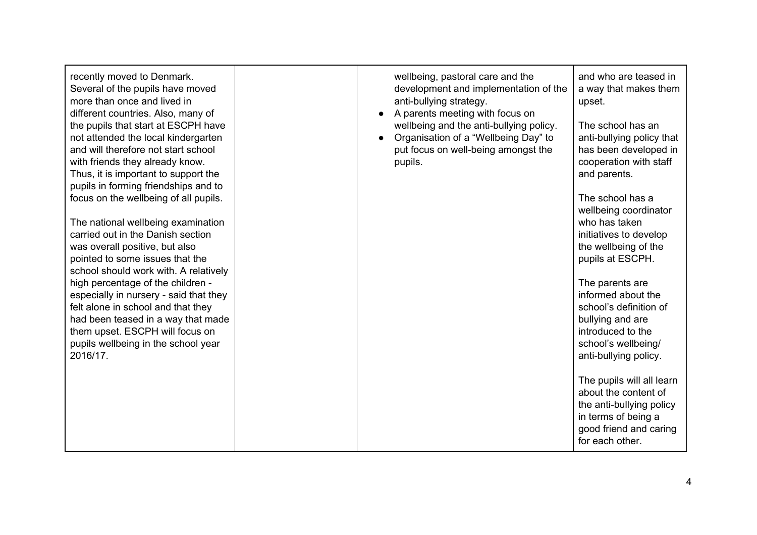| | | | |
|---|---|---|---|
| recently moved to Denmark. Several of the pupils have moved more than once and lived in different countries. Also, many of the pupils that start at ESCPH have not attended the local kindergarten and will therefore not start school with friends they already know. Thus, it is important to support the pupils in forming friendships and to focus on the wellbeing of all pupils.<br><br>The national wellbeing examination carried out in the Danish section was overall positive, but also pointed to some issues that the school should work with. A relatively high percentage of the children - especially in nursery - said that they felt alone in school and that they had been teased in a way that made them upset. ESCPH will focus on pupils wellbeing in the school year 2016/17. | | wellbeing, pastoral care and the development and implementation of the anti-bullying strategy.<br>• A parents meeting with focus on wellbeing and the anti-bullying policy.<br>• Organisation of a "Wellbeing Day" to put focus on well-being amongst the pupils. | and who are teased in a way that makes them upset.<br><br>The school has an anti-bullying policy that has been developed in cooperation with staff and parents.<br><br>The school has a wellbeing coordinator who has taken initiatives to develop the wellbeing of the pupils at ESCPH.<br><br>The parents are informed about the school's definition of bullying and are introduced to the school's wellbeing/ anti-bullying policy.<br><br>The pupils will all learn about the content of the anti-bullying policy in terms of being a good friend and caring for each other. |